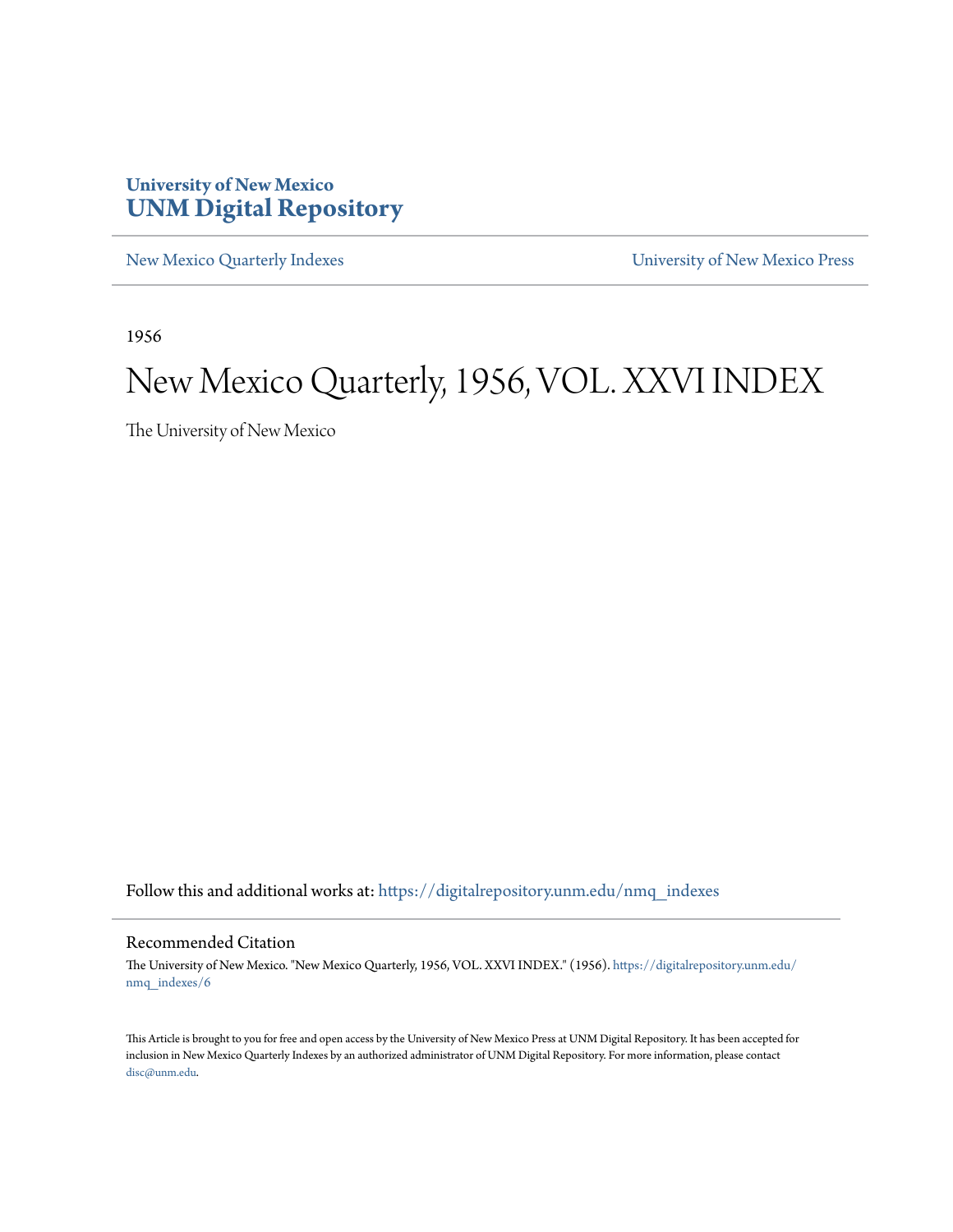University of New Mexico
**UNM Digital Repository**

New Mexico Quarterly Indexes

University of New Mexico Press

1956

# New Mexico Quarterly, 1956, VOL. XXVI INDEX

The University of New Mexico

Follow this and additional works at: https://digitalrepository.unm.edu/nmq_indexes

## Recommended Citation

The University of New Mexico. "New Mexico Quarterly, 1956, VOL. XXVI INDEX." (1956). https://digitalrepository.unm.edu/nmq_indexes/6

This Article is brought to you for free and open access by the University of New Mexico Press at UNM Digital Repository. It has been accepted for inclusion in New Mexico Quarterly Indexes by an authorized administrator of UNM Digital Repository. For more information, please contact disc@unm.edu.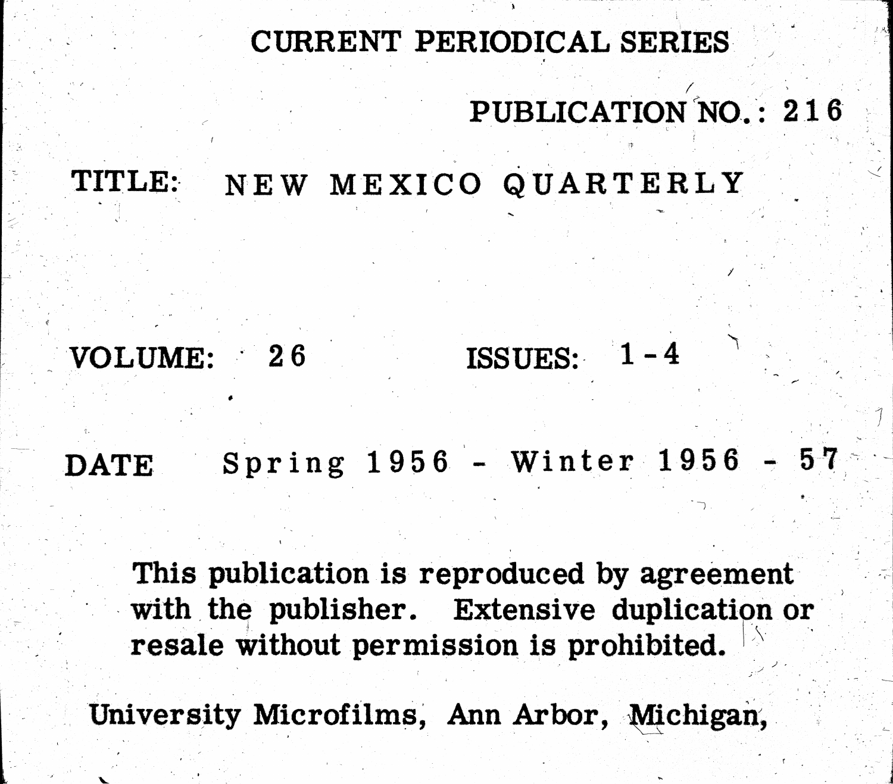# CURRENT PERIODICAL SERIES

PUBLICATION NO.: 216

TITLE: NEW MEXICO QUARTERLY

VOLUME: 26 ISSUES: 1-4

DATE Spring 1956 - Winter 1956 - 57

**This publication is reproduced by agreement with the publisher. Extensive duplication or resale without permission is prohibited.**

**University Microfilms, Ann Arbor, Michigan,**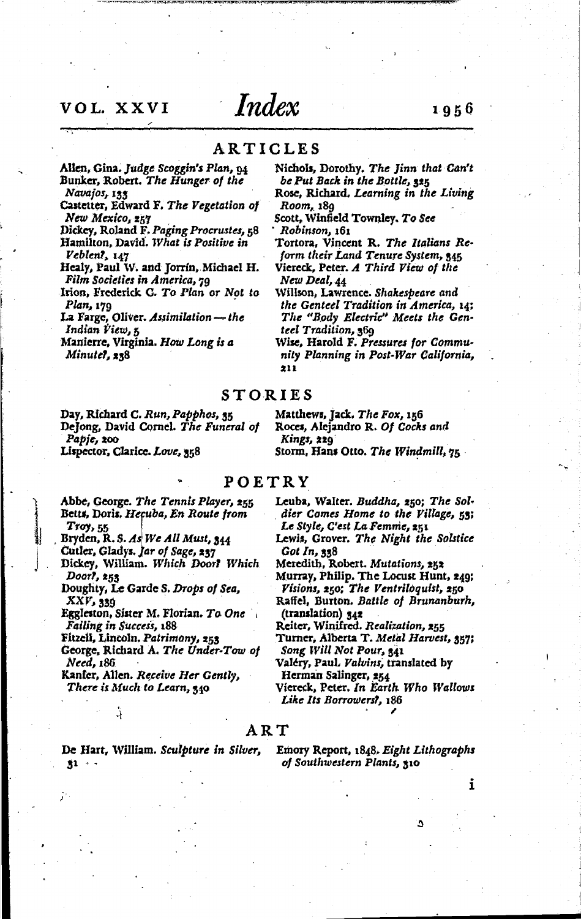# Index

VOL. XXVI — 1956

## ARTICLES

Allen, Gina. *Judge Scoggin's Plan*, 94
Bunker, Robert. *The Hunger of the Navajos*, 133
Castetter, Edward F. *The Vegetation of New Mexico*, 257
Dickey, Roland F. *Paging Procrustes*, 58
Hamilton, David. *What is Positive in Veblen?*, 147
Healy, Paul W. and Jorrín, Michael H. *Film Societies in America*, 79
Irion, Frederick C. *To Plan or Not to Plan*, 179
La Farge, Oliver. *Assimilation — the Indian View*, 5
Manierre, Virginia. *How Long is a Minute?*, 238
Nichols, Dorothy. *The Jinn that Can't be Put Back in the Bottle*, 325
Rose, Richard. *Learning in the Living Room*, 189
Scott, Winfield Townley. *To See Robinson*, 161
Tortora, Vincent R. *The Italians Reform their Land Tenure System*, 345
Viereck, Peter. *A Third View of the New Deal*, 44
Willson, Lawrence. *Shakespeare and the Genteel Tradition in America*, 14; *The "Body Electric" Meets the Genteel Tradition*, 369
Wise, Harold F. *Pressures for Community Planning in Post-War California*, 211

## STORIES

Day, Richard C. *Run, Papphos*, 35
DeJong, David Cornel. *The Funeral of Papje*, 200
Lispector, Clarice. *Love*, 358
Matthews, Jack. *The Fox*, 156
Roces, Alejandro R. *Of Cocks and Kings*, 229
Storm, Hans Otto. *The Windmill*, 75

## POETRY

Abbe, George. *The Tennis Player*, 255
Betts, Doris. *Hecuba, En Route from Troy*, 55
Bryden, R. S. *As We All Must*, 344
Cutler, Gladys. *Jar of Sage*, 237
Dickey, William. *Which Door? Which Door?*, 253
Doughty, Le Garde S. *Drops of Sea, XXV*, 339
Eggleston, Sister M. Florian. *To One Failing in Success*, 188
Fitzell, Lincoln. *Patrimony*, 253
George, Richard A. *The Under-Tow of Need*, 186
Kanfer, Allen. *Receive Her Gently, There is Much to Learn*, 340
Leuba, Walter. *Buddha*, 250; *The Soldier Comes Home to the Village*, 53; *Le Style, C'est La Femme*, 251
Lewis, Grover. *The Night the Solstice Got In*, 338
Meredith, Robert. *Mutations*, 252
Murray, Philip. The Locust Hunt, 249; *Visions*, 250; *The Ventriloquist*, 250
Raffel, Burton. *Battle of Brunanburh*, (translation) 342
Reiter, Winifred. *Realization*, 255
Turner, Alberta T. *Metal Harvest*, 357; *Song Will Not Pour*, 341
Valéry, Paul. *Valvins*, translated by Herman Salinger, 254
Viereck, Peter. *In Earth Who Wallows Like Its Borrowers?*, 186

## ART

De Hart, William. *Sculpture in Silver*, 31
Emory Report, 1848. *Eight Lithographs of Southwestern Plants*, 310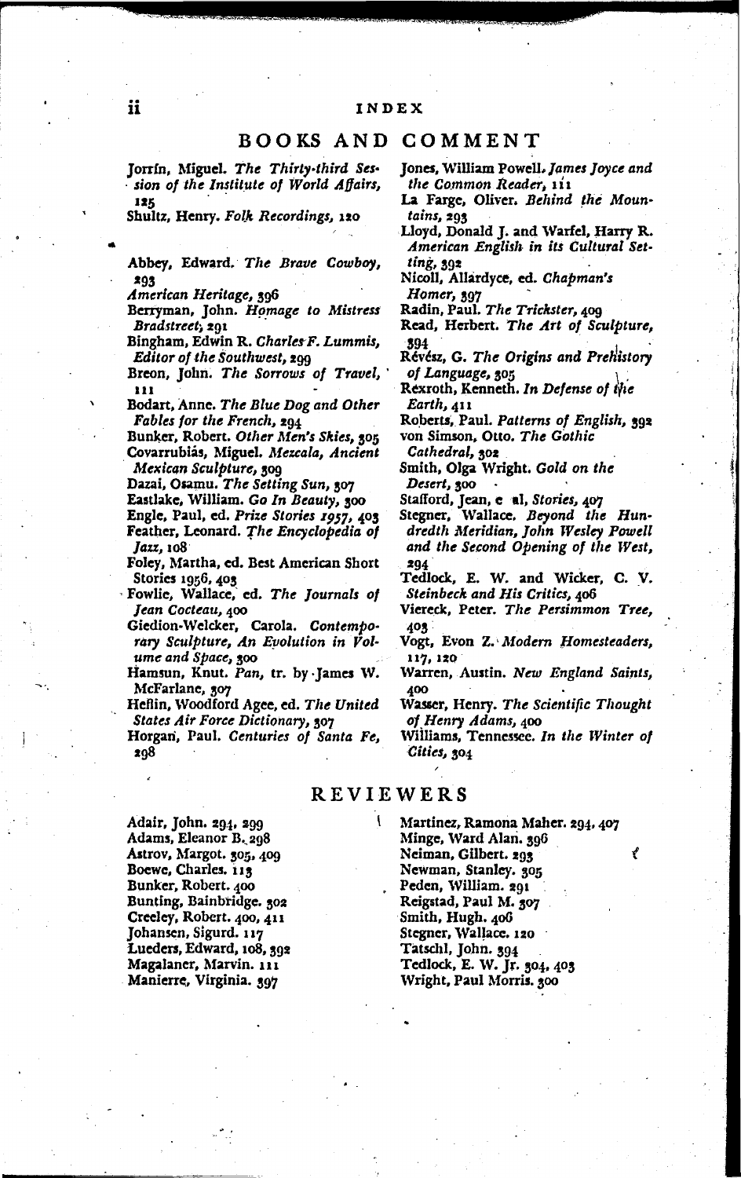## BOOKS AND COMMENT

Jorrín, Miguel. *The Thirty-third Session of the Institute of World Affairs,* 125

Shultz, Henry. *Folk Recordings,* 120

Abbey, Edward. *The Brave Cowboy,* 293

*American Heritage,* 396

Berryman, John. *Homage to Mistress Bradstreet,* 291

Bingham, Edwin R. *Charles F. Lummis, Editor of the Southwest,* 299

Breon, John. *The Sorrows of Travel,* 111

Bodart, Anne. *The Blue Dog and Other Fables for the French,* 294

Bunker, Robert. *Other Men's Skies,* 305

Covarrubiás, Miguel. *Mezcala, Ancient Mexican Sculpture,* 309

Dazai, Osamu. *The Setting Sun,* 307

Eastlake, William. *Go In Beauty,* 300

Engle, Paul, ed. *Prize Stories 1957,* 403

Feather, Leonard. *The Encyclopedia of Jazz,* 108

Foley, Martha, ed. Best American Short Stories 1956, 403

Fowlie, Wallace, ed. *The Journals of Jean Cocteau,* 400

Giedion-Welcker, Carola. *Contemporary Sculpture, An Evolution in Volume and Space,* 300

Hamsun, Knut. *Pan,* tr. by James W. McFarlane, 307

Heflin, Woodford Agee, ed. *The United States Air Force Dictionary,* 307

Horgan, Paul. *Centuries of Santa Fe,* 298

Jones, William Powell. *James Joyce and the Common Reader,* 111

La Farge, Oliver. *Behind the Mountains,* 293

Lloyd, Donald J. and Warfel, Harry R. *American English in its Cultural Setting,* 392

Nicoll, Allardyce, ed. *Chapman's Homer,* 397

Radin, Paul. *The Trickster,* 409

Read, Herbert. *The Art of Sculpture,* 394

Révész, G. *The Origins and Prehistory of Language,* 305

Rexroth, Kenneth. *In Defense of the Earth,* 411

Roberts, Paul. *Patterns of English,* 392

von Simson, Otto. *The Gothic Cathedral,* 302

Smith, Olga Wright. *Gold on the Desert,* 300

Stafford, Jean, e al, *Stories,* 407

Stegner, Wallace. *Beyond the Hundredth Meridian, John Wesley Powell and the Second Opening of the West,* 294

Tedlock, E. W. and Wicker, C. V. *Steinbeck and His Critics,* 406

Viereck, Peter. *The Persimmon Tree,* 403

Vogt, Evon Z. *Modern Homesteaders,* 117, 120

Warren, Austin. *New England Saints,* 400

Wasser, Henry. *The Scientific Thought of Henry Adams,* 400

Williams, Tennessee. *In the Winter of Cities,* 304

## REVIEWERS

Adair, John. 294, 299

Adams, Eleanor B. 298

Astrov, Margot. 305, 409

Boewe, Charles. 113

Bunker, Robert. 400

Bunting, Bainbridge. 302

Creeley, Robert. 400, 411

Johansen, Sigurd. 117

Lueders, Edward, 108, 392

Magalaner, Marvin. 111

Manierre, Virginia. 397

Martinez, Ramona Maher. 294, 407

Minge, Ward Alan. 396

Neiman, Gilbert. 293

Newman, Stanley. 305

Peden, William. 291

Reigstad, Paul M. 307

Smith, Hugh. 406

Stegner, Wallace. 120

Tatschl, John. 394

Tedlock, E. W. Jr. 304, 403

Wright, Paul Morris. 300